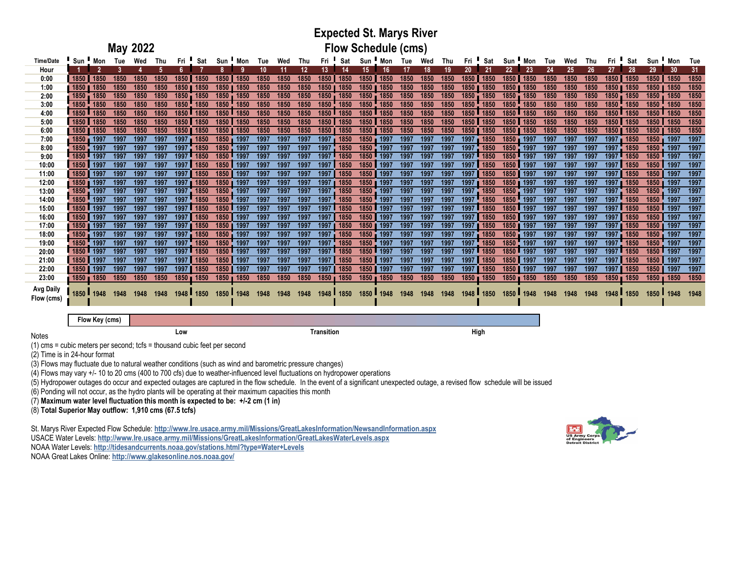# Expected St. Marys River Flow Schedule (cms)

## May 2022

| Time/Date | Sun | Mon | Tue | Wed | Thu | Fri | Sat | Sun | Mon | Tue | Wed | Thu | Fri | Sat | Sun | Mon | Tue | Wed | Thu | Fri | Sat | Sun | Mon | Tue | Wed | Thu | Fri | Sat | Sun | Mon | Tue |
|---|---|---|---|---|---|---|---|---|---|---|---|---|---|---|---|---|---|---|---|---|---|---|---|---|---|---|---|---|---|---|---|
| **Hour** | 1 | 2 | 3 | 4 | 5 | 6 | 7 | 8 | 9 | 10 | 11 | 12 | 13 | 14 | 15 | 16 | 17 | 18 | 19 | 20 | 21 | 22 | 23 | 24 | 25 | 26 | 27 | 28 | 29 | 30 | 31 |
| 0:00 | 1850 | 1850 | 1850 | 1850 | 1850 | 1850 | 1850 | 1850 | 1850 | 1850 | 1850 | 1850 | 1850 | 1850 | 1850 | 1850 | 1850 | 1850 | 1850 | 1850 | 1850 | 1850 | 1850 | 1850 | 1850 | 1850 | 1850 | 1850 | 1850 | 1850 | 1850 |
| 1:00 | 1850 | 1850 | 1850 | 1850 | 1850 | 1850 | 1850 | 1850 | 1850 | 1850 | 1850 | 1850 | 1850 | 1850 | 1850 | 1850 | 1850 | 1850 | 1850 | 1850 | 1850 | 1850 | 1850 | 1850 | 1850 | 1850 | 1850 | 1850 | 1850 | 1850 | 1850 |
| 2:00 | 1850 | 1850 | 1850 | 1850 | 1850 | 1850 | 1850 | 1850 | 1850 | 1850 | 1850 | 1850 | 1850 | 1850 | 1850 | 1850 | 1850 | 1850 | 1850 | 1850 | 1850 | 1850 | 1850 | 1850 | 1850 | 1850 | 1850 | 1850 | 1850 | 1850 | 1850 |
| 3:00 | 1850 | 1850 | 1850 | 1850 | 1850 | 1850 | 1850 | 1850 | 1850 | 1850 | 1850 | 1850 | 1850 | 1850 | 1850 | 1850 | 1850 | 1850 | 1850 | 1850 | 1850 | 1850 | 1850 | 1850 | 1850 | 1850 | 1850 | 1850 | 1850 | 1850 | 1850 |
| 4:00 | 1850 | 1850 | 1850 | 1850 | 1850 | 1850 | 1850 | 1850 | 1850 | 1850 | 1850 | 1850 | 1850 | 1850 | 1850 | 1850 | 1850 | 1850 | 1850 | 1850 | 1850 | 1850 | 1850 | 1850 | 1850 | 1850 | 1850 | 1850 | 1850 | 1850 | 1850 |
| 5:00 | 1850 | 1850 | 1850 | 1850 | 1850 | 1850 | 1850 | 1850 | 1850 | 1850 | 1850 | 1850 | 1850 | 1850 | 1850 | 1850 | 1850 | 1850 | 1850 | 1850 | 1850 | 1850 | 1850 | 1850 | 1850 | 1850 | 1850 | 1850 | 1850 | 1850 | 1850 |
| 6:00 | 1850 | 1850 | 1850 | 1850 | 1850 | 1850 | 1850 | 1850 | 1850 | 1850 | 1850 | 1850 | 1850 | 1850 | 1850 | 1850 | 1850 | 1850 | 1850 | 1850 | 1850 | 1850 | 1850 | 1850 | 1850 | 1850 | 1850 | 1850 | 1850 | 1850 | 1850 |
| 7:00 | 1850 | 1997 | 1997 | 1997 | 1997 | 1997 | 1850 | 1850 | 1997 | 1997 | 1997 | 1997 | 1997 | 1850 | 1850 | 1997 | 1997 | 1997 | 1997 | 1997 | 1850 | 1850 | 1997 | 1997 | 1997 | 1997 | 1997 | 1850 | 1850 | 1997 | 1997 |
| 8:00 | 1850 | 1997 | 1997 | 1997 | 1997 | 1997 | 1850 | 1850 | 1997 | 1997 | 1997 | 1997 | 1997 | 1850 | 1850 | 1997 | 1997 | 1997 | 1997 | 1997 | 1850 | 1850 | 1997 | 1997 | 1997 | 1997 | 1997 | 1850 | 1850 | 1997 | 1997 |
| 9:00 | 1850 | 1997 | 1997 | 1997 | 1997 | 1997 | 1850 | 1850 | 1997 | 1997 | 1997 | 1997 | 1997 | 1850 | 1850 | 1997 | 1997 | 1997 | 1997 | 1997 | 1850 | 1850 | 1997 | 1997 | 1997 | 1997 | 1997 | 1850 | 1850 | 1997 | 1997 |
| 10:00 | 1850 | 1997 | 1997 | 1997 | 1997 | 1997 | 1850 | 1850 | 1997 | 1997 | 1997 | 1997 | 1997 | 1850 | 1850 | 1997 | 1997 | 1997 | 1997 | 1997 | 1850 | 1850 | 1997 | 1997 | 1997 | 1997 | 1997 | 1850 | 1850 | 1997 | 1997 |
| 11:00 | 1850 | 1997 | 1997 | 1997 | 1997 | 1997 | 1850 | 1850 | 1997 | 1997 | 1997 | 1997 | 1997 | 1850 | 1850 | 1997 | 1997 | 1997 | 1997 | 1997 | 1850 | 1850 | 1997 | 1997 | 1997 | 1997 | 1997 | 1850 | 1850 | 1997 | 1997 |
| 12:00 | 1850 | 1997 | 1997 | 1997 | 1997 | 1997 | 1850 | 1850 | 1997 | 1997 | 1997 | 1997 | 1997 | 1850 | 1850 | 1997 | 1997 | 1997 | 1997 | 1997 | 1850 | 1850 | 1997 | 1997 | 1997 | 1997 | 1997 | 1850 | 1850 | 1997 | 1997 |
| 13:00 | 1850 | 1997 | 1997 | 1997 | 1997 | 1997 | 1850 | 1850 | 1997 | 1997 | 1997 | 1997 | 1997 | 1850 | 1850 | 1997 | 1997 | 1997 | 1997 | 1997 | 1850 | 1850 | 1997 | 1997 | 1997 | 1997 | 1997 | 1850 | 1850 | 1997 | 1997 |
| 14:00 | 1850 | 1997 | 1997 | 1997 | 1997 | 1997 | 1850 | 1850 | 1997 | 1997 | 1997 | 1997 | 1997 | 1850 | 1850 | 1997 | 1997 | 1997 | 1997 | 1997 | 1850 | 1850 | 1997 | 1997 | 1997 | 1997 | 1997 | 1850 | 1850 | 1997 | 1997 |
| 15:00 | 1850 | 1997 | 1997 | 1997 | 1997 | 1997 | 1850 | 1850 | 1997 | 1997 | 1997 | 1997 | 1997 | 1850 | 1850 | 1997 | 1997 | 1997 | 1997 | 1997 | 1850 | 1850 | 1997 | 1997 | 1997 | 1997 | 1997 | 1850 | 1850 | 1997 | 1997 |
| 16:00 | 1850 | 1997 | 1997 | 1997 | 1997 | 1997 | 1850 | 1850 | 1997 | 1997 | 1997 | 1997 | 1997 | 1850 | 1850 | 1997 | 1997 | 1997 | 1997 | 1997 | 1850 | 1850 | 1997 | 1997 | 1997 | 1997 | 1997 | 1850 | 1850 | 1997 | 1997 |
| 17:00 | 1850 | 1997 | 1997 | 1997 | 1997 | 1997 | 1850 | 1850 | 1997 | 1997 | 1997 | 1997 | 1997 | 1850 | 1850 | 1997 | 1997 | 1997 | 1997 | 1997 | 1850 | 1850 | 1997 | 1997 | 1997 | 1997 | 1997 | 1850 | 1850 | 1997 | 1997 |
| 18:00 | 1850 | 1997 | 1997 | 1997 | 1997 | 1997 | 1850 | 1850 | 1997 | 1997 | 1997 | 1997 | 1997 | 1850 | 1850 | 1997 | 1997 | 1997 | 1997 | 1997 | 1850 | 1850 | 1997 | 1997 | 1997 | 1997 | 1997 | 1850 | 1850 | 1997 | 1997 |
| 19:00 | 1850 | 1997 | 1997 | 1997 | 1997 | 1997 | 1850 | 1850 | 1997 | 1997 | 1997 | 1997 | 1997 | 1850 | 1850 | 1997 | 1997 | 1997 | 1997 | 1997 | 1850 | 1850 | 1997 | 1997 | 1997 | 1997 | 1997 | 1850 | 1850 | 1997 | 1997 |
| 20:00 | 1850 | 1997 | 1997 | 1997 | 1997 | 1997 | 1850 | 1850 | 1997 | 1997 | 1997 | 1997 | 1997 | 1850 | 1850 | 1997 | 1997 | 1997 | 1997 | 1997 | 1850 | 1850 | 1997 | 1997 | 1997 | 1997 | 1997 | 1850 | 1850 | 1997 | 1997 |
| 21:00 | 1850 | 1997 | 1997 | 1997 | 1997 | 1997 | 1850 | 1850 | 1997 | 1997 | 1997 | 1997 | 1997 | 1850 | 1850 | 1997 | 1997 | 1997 | 1997 | 1997 | 1850 | 1850 | 1997 | 1997 | 1997 | 1997 | 1997 | 1850 | 1850 | 1997 | 1997 |
| 22:00 | 1850 | 1997 | 1997 | 1997 | 1997 | 1997 | 1850 | 1850 | 1997 | 1997 | 1997 | 1997 | 1997 | 1850 | 1850 | 1997 | 1997 | 1997 | 1997 | 1997 | 1850 | 1850 | 1997 | 1997 | 1997 | 1997 | 1997 | 1850 | 1850 | 1997 | 1997 |
| 23:00 | 1850 | 1850 | 1850 | 1850 | 1850 | 1850 | 1850 | 1850 | 1850 | 1850 | 1850 | 1850 | 1850 | 1850 | 1850 | 1850 | 1850 | 1850 | 1850 | 1850 | 1850 | 1850 | 1850 | 1850 | 1850 | 1850 | 1850 | 1850 | 1850 | 1850 | 1850 |
| **Avg Daily Flow (cms)** | 1850 | 1948 | 1948 | 1948 | 1948 | 1948 | 1850 | 1850 | 1948 | 1948 | 1948 | 1948 | 1948 | 1850 | 1850 | 1948 | 1948 | 1948 | 1948 | 1948 | 1850 | 1850 | 1948 | 1948 | 1948 | 1948 | 1948 | 1850 | 1850 | 1948 | 1948 |

**Flow Key (cms)**: Low — Transition — High

Notes

(1) cms = cubic meters per second; tcfs = thousand cubic feet per second

(2) Time is in 24-hour format

(3) Flows may fluctuate due to natural weather conditions (such as wind and barometric pressure changes)

(4) Flows may vary +/- 10 to 20 cms (400 to 700 cfs) due to weather-influenced level fluctuations on hydropower operations

(5) Hydropower outages do occur and expected outages are captured in the flow schedule. In the event of a significant unexpected outage, a revised flow schedule will be issued

(6) Ponding will not occur, as the hydro plants will be operating at their maximum capacities this month

(7) **Maximum water level fluctuation this month is expected to be: +/-2 cm (1 in)**

(8) **Total Superior May outflow: 1,910 cms (67.5 tcfs)**

St. Marys River Expected Flow Schedule: **http://www.lre.usace.army.mil/Missions/GreatLakesInformation/NewsandInformation.aspx**

USACE Water Levels: **http://www.lre.usace.army.mil/Missions/GreatLakesInformation/GreatLakesWaterLevels.aspx**

NOAA Water Levels: **http://tidesandcurrents.noaa.gov/stations.html?type=Water+Levels**

NOAA Great Lakes Online: **http://www.glakesonline.nos.noaa.gov/**

US Army Corps of Engineers Detroit District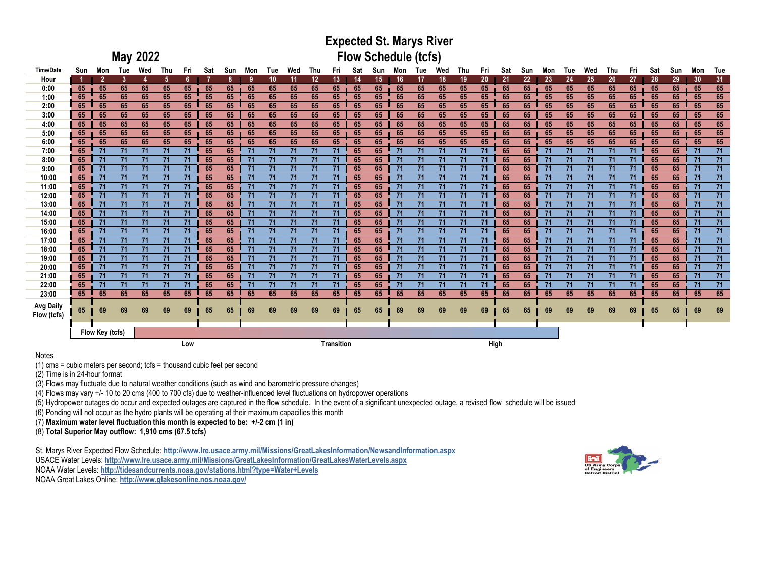# Expected St. Marys River Flow Schedule (tcfs)

## May 2022

| Time/Date | Sun | Mon | Tue | Wed | Thu | Fri | Sat | Sun | Mon | Tue | Wed | Thu | Fri | Sat | Sun | Mon | Tue | Wed | Thu | Fri | Sat | Sun | Mon | Tue | Wed | Thu | Fri | Sat | Sun | Mon | Tue |
|---|---|---|---|---|---|---|---|---|---|---|---|---|---|---|---|---|---|---|---|---|---|---|---|---|---|---|---|---|---|---|---|
| Hour | 1 | 2 | 3 | 4 | 5 | 6 | 7 | 8 | 9 | 10 | 11 | 12 | 13 | 14 | 15 | 16 | 17 | 18 | 19 | 20 | 21 | 22 | 23 | 24 | 25 | 26 | 27 | 28 | 29 | 30 | 31 |
| 0:00 | 65 | 65 | 65 | 65 | 65 | 65 | 65 | 65 | 65 | 65 | 65 | 65 | 65 | 65 | 65 | 65 | 65 | 65 | 65 | 65 | 65 | 65 | 65 | 65 | 65 | 65 | 65 | 65 | 65 | 65 | 65 |
| 1:00 | 65 | 65 | 65 | 65 | 65 | 65 | 65 | 65 | 65 | 65 | 65 | 65 | 65 | 65 | 65 | 65 | 65 | 65 | 65 | 65 | 65 | 65 | 65 | 65 | 65 | 65 | 65 | 65 | 65 | 65 | 65 |
| 2:00 | 65 | 65 | 65 | 65 | 65 | 65 | 65 | 65 | 65 | 65 | 65 | 65 | 65 | 65 | 65 | 65 | 65 | 65 | 65 | 65 | 65 | 65 | 65 | 65 | 65 | 65 | 65 | 65 | 65 | 65 | 65 |
| 3:00 | 65 | 65 | 65 | 65 | 65 | 65 | 65 | 65 | 65 | 65 | 65 | 65 | 65 | 65 | 65 | 65 | 65 | 65 | 65 | 65 | 65 | 65 | 65 | 65 | 65 | 65 | 65 | 65 | 65 | 65 | 65 |
| 4:00 | 65 | 65 | 65 | 65 | 65 | 65 | 65 | 65 | 65 | 65 | 65 | 65 | 65 | 65 | 65 | 65 | 65 | 65 | 65 | 65 | 65 | 65 | 65 | 65 | 65 | 65 | 65 | 65 | 65 | 65 | 65 |
| 5:00 | 65 | 65 | 65 | 65 | 65 | 65 | 65 | 65 | 65 | 65 | 65 | 65 | 65 | 65 | 65 | 65 | 65 | 65 | 65 | 65 | 65 | 65 | 65 | 65 | 65 | 65 | 65 | 65 | 65 | 65 | 65 |
| 6:00 | 65 | 65 | 65 | 65 | 65 | 65 | 65 | 65 | 65 | 65 | 65 | 65 | 65 | 65 | 65 | 65 | 65 | 65 | 65 | 65 | 65 | 65 | 65 | 65 | 65 | 65 | 65 | 65 | 65 | 65 | 65 |
| 7:00 | 65 | 71 | 71 | 71 | 71 | 71 | 65 | 65 | 71 | 71 | 71 | 71 | 71 | 65 | 65 | 71 | 71 | 71 | 71 | 71 | 65 | 65 | 71 | 71 | 71 | 71 | 71 | 65 | 65 | 71 | 71 |
| 8:00 | 65 | 71 | 71 | 71 | 71 | 71 | 65 | 65 | 71 | 71 | 71 | 71 | 71 | 65 | 65 | 71 | 71 | 71 | 71 | 71 | 65 | 65 | 71 | 71 | 71 | 71 | 71 | 65 | 65 | 71 | 71 |
| 9:00 | 65 | 71 | 71 | 71 | 71 | 71 | 65 | 65 | 71 | 71 | 71 | 71 | 71 | 65 | 65 | 71 | 71 | 71 | 71 | 71 | 65 | 65 | 71 | 71 | 71 | 71 | 71 | 65 | 65 | 71 | 71 |
| 10:00 | 65 | 71 | 71 | 71 | 71 | 71 | 65 | 65 | 71 | 71 | 71 | 71 | 71 | 65 | 65 | 71 | 71 | 71 | 71 | 71 | 65 | 65 | 71 | 71 | 71 | 71 | 71 | 65 | 65 | 71 | 71 |
| 11:00 | 65 | 71 | 71 | 71 | 71 | 71 | 65 | 65 | 71 | 71 | 71 | 71 | 71 | 65 | 65 | 71 | 71 | 71 | 71 | 71 | 65 | 65 | 71 | 71 | 71 | 71 | 71 | 65 | 65 | 71 | 71 |
| 12:00 | 65 | 71 | 71 | 71 | 71 | 71 | 65 | 65 | 71 | 71 | 71 | 71 | 71 | 65 | 65 | 71 | 71 | 71 | 71 | 71 | 65 | 65 | 71 | 71 | 71 | 71 | 71 | 65 | 65 | 71 | 71 |
| 13:00 | 65 | 71 | 71 | 71 | 71 | 71 | 65 | 65 | 71 | 71 | 71 | 71 | 71 | 65 | 65 | 71 | 71 | 71 | 71 | 71 | 65 | 65 | 71 | 71 | 71 | 71 | 71 | 65 | 65 | 71 | 71 |
| 14:00 | 65 | 71 | 71 | 71 | 71 | 71 | 65 | 65 | 71 | 71 | 71 | 71 | 71 | 65 | 65 | 71 | 71 | 71 | 71 | 71 | 65 | 65 | 71 | 71 | 71 | 71 | 71 | 65 | 65 | 71 | 71 |
| 15:00 | 65 | 71 | 71 | 71 | 71 | 71 | 65 | 65 | 71 | 71 | 71 | 71 | 71 | 65 | 65 | 71 | 71 | 71 | 71 | 71 | 65 | 65 | 71 | 71 | 71 | 71 | 71 | 65 | 65 | 71 | 71 |
| 16:00 | 65 | 71 | 71 | 71 | 71 | 71 | 65 | 65 | 71 | 71 | 71 | 71 | 71 | 65 | 65 | 71 | 71 | 71 | 71 | 71 | 65 | 65 | 71 | 71 | 71 | 71 | 71 | 65 | 65 | 71 | 71 |
| 17:00 | 65 | 71 | 71 | 71 | 71 | 71 | 65 | 65 | 71 | 71 | 71 | 71 | 71 | 65 | 65 | 71 | 71 | 71 | 71 | 71 | 65 | 65 | 71 | 71 | 71 | 71 | 71 | 65 | 65 | 71 | 71 |
| 18:00 | 65 | 71 | 71 | 71 | 71 | 71 | 65 | 65 | 71 | 71 | 71 | 71 | 71 | 65 | 65 | 71 | 71 | 71 | 71 | 71 | 65 | 65 | 71 | 71 | 71 | 71 | 71 | 65 | 65 | 71 | 71 |
| 19:00 | 65 | 71 | 71 | 71 | 71 | 71 | 65 | 65 | 71 | 71 | 71 | 71 | 71 | 65 | 65 | 71 | 71 | 71 | 71 | 71 | 65 | 65 | 71 | 71 | 71 | 71 | 71 | 65 | 65 | 71 | 71 |
| 20:00 | 65 | 71 | 71 | 71 | 71 | 71 | 65 | 65 | 71 | 71 | 71 | 71 | 71 | 65 | 65 | 71 | 71 | 71 | 71 | 71 | 65 | 65 | 71 | 71 | 71 | 71 | 71 | 65 | 65 | 71 | 71 |
| 21:00 | 65 | 71 | 71 | 71 | 71 | 71 | 65 | 65 | 71 | 71 | 71 | 71 | 71 | 65 | 65 | 71 | 71 | 71 | 71 | 71 | 65 | 65 | 71 | 71 | 71 | 71 | 71 | 65 | 65 | 71 | 71 |
| 22:00 | 65 | 71 | 71 | 71 | 71 | 71 | 65 | 65 | 71 | 71 | 71 | 71 | 71 | 65 | 65 | 71 | 71 | 71 | 71 | 71 | 65 | 65 | 71 | 71 | 71 | 71 | 71 | 65 | 65 | 71 | 71 |
| 23:00 | 65 | 65 | 65 | 65 | 65 | 65 | 65 | 65 | 65 | 65 | 65 | 65 | 65 | 65 | 65 | 65 | 65 | 65 | 65 | 65 | 65 | 65 | 65 | 65 | 65 | 65 | 65 | 65 | 65 | 65 | 65 |
| Avg Daily Flow (tcfs) | 65 | 69 | 69 | 69 | 69 | 69 | 65 | 65 | 69 | 69 | 69 | 69 | 69 | 65 | 65 | 69 | 69 | 69 | 69 | 69 | 65 | 65 | 69 | 69 | 69 | 69 | 69 | 65 | 65 | 69 | 69 |

Flow Key (tcfs): Low — Transition — High

Notes

(1) cms = cubic meters per second; tcfs = thousand cubic feet per second

(2) Time is in 24-hour format

(3) Flows may fluctuate due to natural weather conditions (such as wind and barometric pressure changes)

(4) Flows may vary +/- 10 to 20 cms (400 to 700 cfs) due to weather-influenced level fluctuations on hydropower operations

(5) Hydropower outages do occur and expected outages are captured in the flow schedule. In the event of a significant unexpected outage, a revised flow schedule will be issued

(6) Ponding will not occur as the hydro plants will be operating at their maximum capacities this month

(7) **Maximum water level fluctuation this month is expected to be: +/-2 cm (1 in)**

(8) **Total Superior May outflow: 1,910 cms (67.5 tcfs)**

St. Marys River Expected Flow Schedule: **http://www.lre.usace.army.mil/Missions/GreatLakesInformation/NewsandInformation.aspx**

USACE Water Levels: **http://www.lre.usace.army.mil/Missions/GreatLakesInformation/GreatLakesWaterLevels.aspx**

NOAA Water Levels: **http://tidesandcurrents.noaa.gov/stations.html?type=Water+Levels**

NOAA Great Lakes Online: **http://www.glakesonline.nos.noaa.gov/**

US Army Corps of Engineers Detroit District